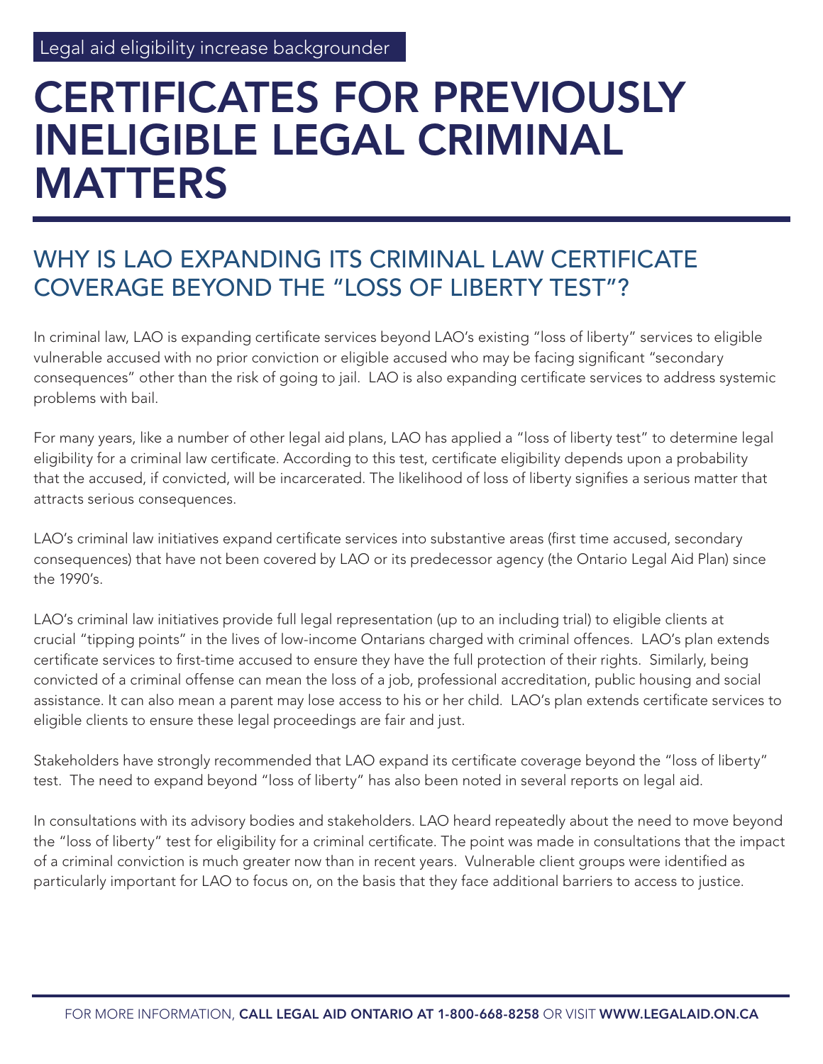Legal aid eligibility increase backgrounder

# CERTIFICATES FOR PREVIOUSLY INELIGIBLE LEGAL CRIMINAL MATTERS

## WHY IS LAO EXPANDING ITS CRIMINAL LAW CERTIFICATE COVERAGE BEYOND THE "LOSS OF LIBERTY TEST"?

In criminal law, LAO is expanding certificate services beyond LAO's existing "loss of liberty" services to eligible vulnerable accused with no prior conviction or eligible accused who may be facing significant "secondary consequences" other than the risk of going to jail. LAO is also expanding certificate services to address systemic problems with bail.

For many years, like a number of other legal aid plans, LAO has applied a "loss of liberty test" to determine legal eligibility for a criminal law certificate. According to this test, certificate eligibility depends upon a probability that the accused, if convicted, will be incarcerated. The likelihood of loss of liberty signifies a serious matter that attracts serious consequences.

LAO's criminal law initiatives expand certificate services into substantive areas (first time accused, secondary consequences) that have not been covered by LAO or its predecessor agency (the Ontario Legal Aid Plan) since the 1990's.

LAO's criminal law initiatives provide full legal representation (up to an including trial) to eligible clients at crucial "tipping points" in the lives of low-income Ontarians charged with criminal offences. LAO's plan extends certificate services to first-time accused to ensure they have the full protection of their rights. Similarly, being convicted of a criminal offense can mean the loss of a job, professional accreditation, public housing and social assistance. It can also mean a parent may lose access to his or her child. LAO's plan extends certificate services to eligible clients to ensure these legal proceedings are fair and just.

Stakeholders have strongly recommended that LAO expand its certificate coverage beyond the "loss of liberty" test. The need to expand beyond "loss of liberty" has also been noted in several reports on legal aid.

In consultations with its advisory bodies and stakeholders. LAO heard repeatedly about the need to move beyond the "loss of liberty" test for eligibility for a criminal certificate. The point was made in consultations that the impact of a criminal conviction is much greater now than in recent years. Vulnerable client groups were identified as particularly important for LAO to focus on, on the basis that they face additional barriers to access to justice.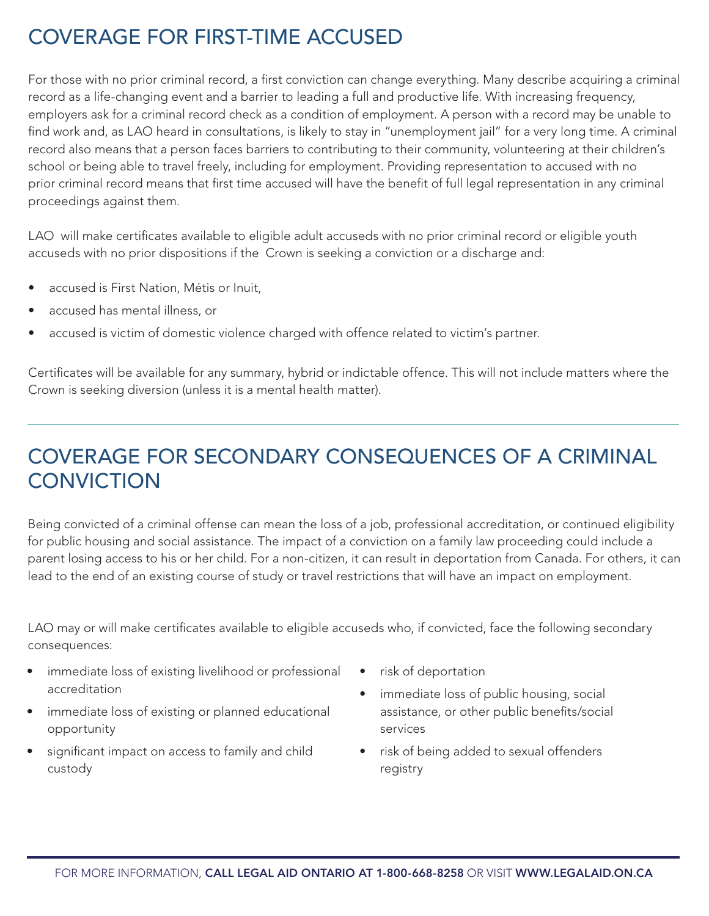## COVERAGE FOR FIRST-TIME ACCUSED

For those with no prior criminal record, a first conviction can change everything. Many describe acquiring a criminal record as a life-changing event and a barrier to leading a full and productive life. With increasing frequency, employers ask for a criminal record check as a condition of employment. A person with a record may be unable to find work and, as LAO heard in consultations, is likely to stay in "unemployment jail" for a very long time. A criminal record also means that a person faces barriers to contributing to their community, volunteering at their children's school or being able to travel freely, including for employment. Providing representation to accused with no prior criminal record means that first time accused will have the benefit of full legal representation in any criminal proceedings against them.

LAO will make certificates available to eligible adult accuseds with no prior criminal record or eligible youth accuseds with no prior dispositions if the Crown is seeking a conviction or a discharge and:

- accused is First Nation, Métis or Inuit,
- accused has mental illness, or
- accused is victim of domestic violence charged with offence related to victim's partner.

Certificates will be available for any summary, hybrid or indictable offence. This will not include matters where the Crown is seeking diversion (unless it is a mental health matter).

## COVERAGE FOR SECONDARY CONSEQUENCES OF A CRIMINAL CONVICTION

Being convicted of a criminal offense can mean the loss of a job, professional accreditation, or continued eligibility for public housing and social assistance. The impact of a conviction on a family law proceeding could include a parent losing access to his or her child. For a non-citizen, it can result in deportation from Canada. For others, it can lead to the end of an existing course of study or travel restrictions that will have an impact on employment.

LAO may or will make certificates available to eligible accuseds who, if convicted, face the following secondary consequences:

- immediate loss of existing livelihood or professional accreditation
- immediate loss of existing or planned educational opportunity
- significant impact on access to family and child custody
- risk of deportation
- immediate loss of public housing, social assistance, or other public benefits/social services
- risk of being added to sexual offenders registry

FOR MORE INFORMATION, **CALL LEGAL AID ONTARIO AT 1-800-668-8258** OR VISIT **WWW.LEGALAID.ON.CA**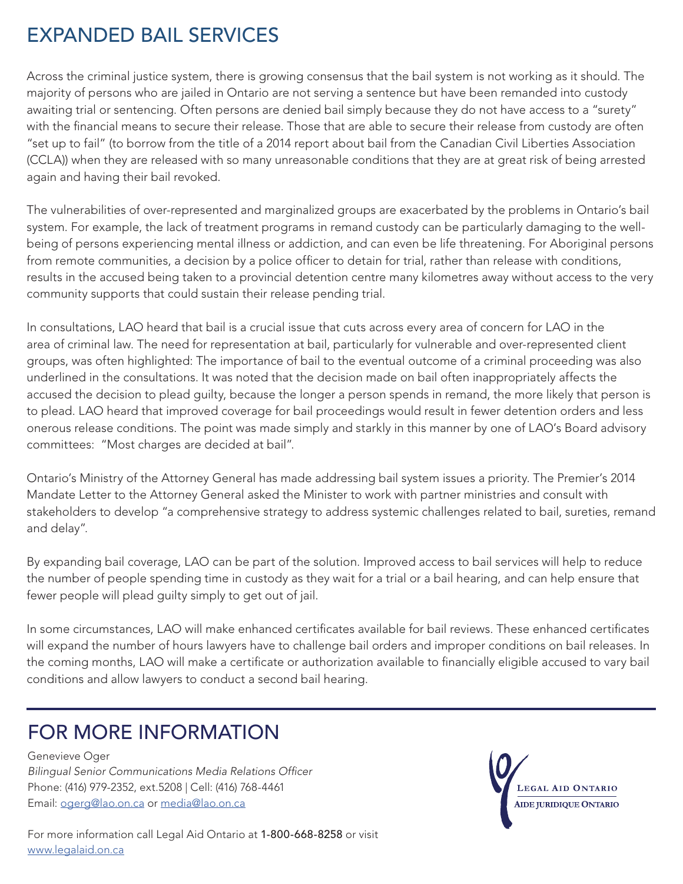## EXPANDED BAIL SERVICES

Across the criminal justice system, there is growing consensus that the bail system is not working as it should. The majority of persons who are jailed in Ontario are not serving a sentence but have been remanded into custody awaiting trial or sentencing. Often persons are denied bail simply because they do not have access to a "surety" with the financial means to secure their release. Those that are able to secure their release from custody are often "set up to fail" (to borrow from the title of a 2014 report about bail from the Canadian Civil Liberties Association (CCLA)) when they are released with so many unreasonable conditions that they are at great risk of being arrested again and having their bail revoked.

The vulnerabilities of over-represented and marginalized groups are exacerbated by the problems in Ontario's bail system. For example, the lack of treatment programs in remand custody can be particularly damaging to the well-being of persons experiencing mental illness or addiction, and can even be life threatening. For Aboriginal persons from remote communities, a decision by a police officer to detain for trial, rather than release with conditions, results in the accused being taken to a provincial detention centre many kilometres away without access to the very community supports that could sustain their release pending trial.

In consultations, LAO heard that bail is a crucial issue that cuts across every area of concern for LAO in the area of criminal law. The need for representation at bail, particularly for vulnerable and over-represented client groups, was often highlighted: The importance of bail to the eventual outcome of a criminal proceeding was also underlined in the consultations. It was noted that the decision made on bail often inappropriately affects the accused the decision to plead guilty, because the longer a person spends in remand, the more likely that person is to plead. LAO heard that improved coverage for bail proceedings would result in fewer detention orders and less onerous release conditions. The point was made simply and starkly in this manner by one of LAO's Board advisory committees: "Most charges are decided at bail".

Ontario's Ministry of the Attorney General has made addressing bail system issues a priority. The Premier's 2014 Mandate Letter to the Attorney General asked the Minister to work with partner ministries and consult with stakeholders to develop "a comprehensive strategy to address systemic challenges related to bail, sureties, remand and delay".

By expanding bail coverage, LAO can be part of the solution. Improved access to bail services will help to reduce the number of people spending time in custody as they wait for a trial or a bail hearing, and can help ensure that fewer people will plead guilty simply to get out of jail.

In some circumstances, LAO will make enhanced certificates available for bail reviews. These enhanced certificates will expand the number of hours lawyers have to challenge bail orders and improper conditions on bail releases. In the coming months, LAO will make a certificate or authorization available to financially eligible accused to vary bail conditions and allow lawyers to conduct a second bail hearing.

## FOR MORE INFORMATION

Genevieve Oger
*Bilingual Senior Communications Media Relations Officer*
Phone: (416) 979-2352, ext.5208 | Cell: (416) 768-4461
Email: ogerg@lao.on.ca or media@lao.on.ca

LEGAL AID ONTARIO
AIDE JURIDIQUE ONTARIO

For more information call Legal Aid Ontario at **1-800-668-8258** or visit www.legalaid.on.ca